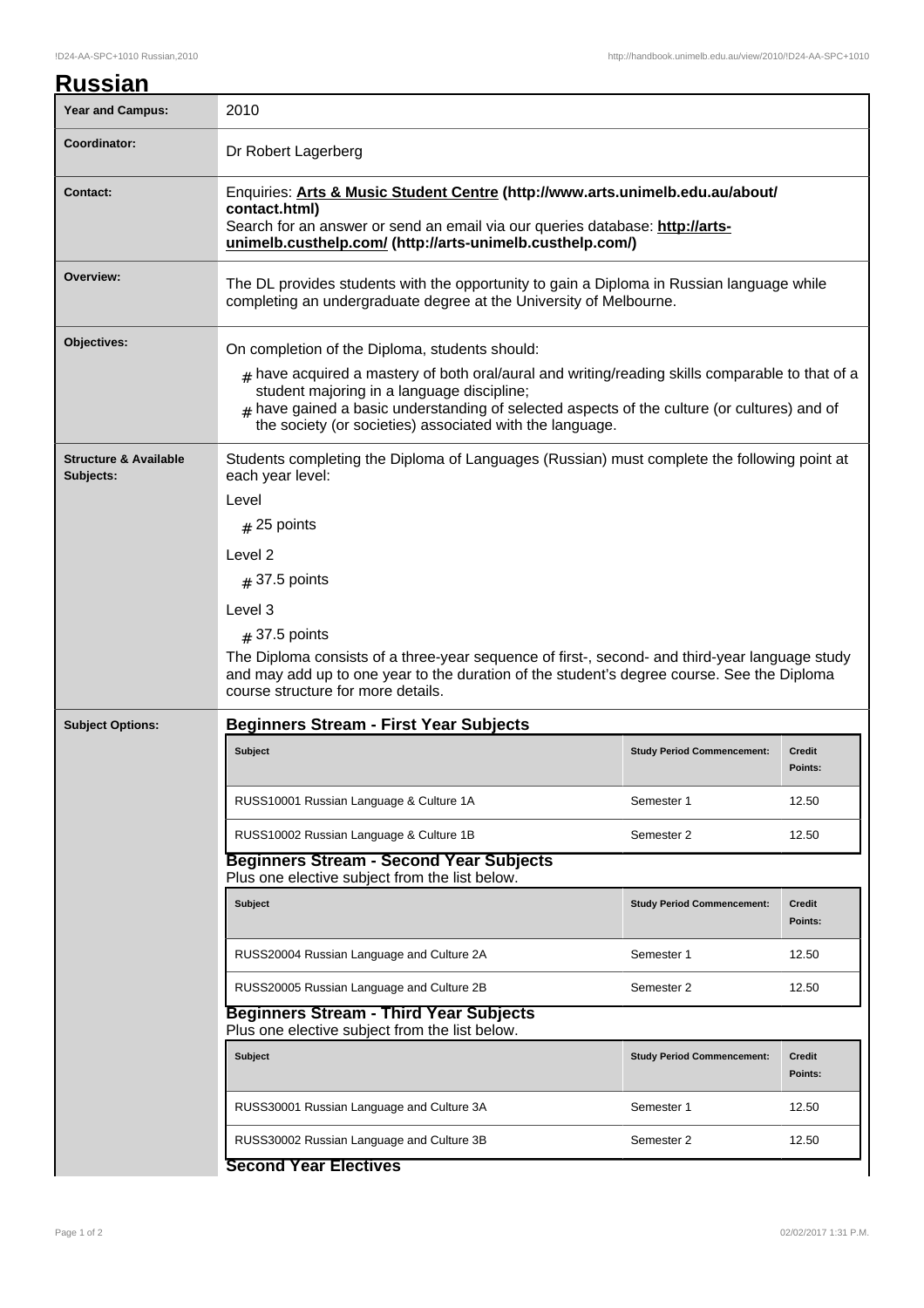# Russian

| | |
|---|---|
| **Year and Campus:** | 2010 |
| **Coordinator:** | Dr Robert Lagerberg |
| **Contact:** | Enquiries: **Arts & Music Student Centre (http://www.arts.unimelb.edu.au/about/contact.html)**<br>Search for an answer or send an email via our queries database: **http://arts-unimelb.custhelp.com/ (http://arts-unimelb.custhelp.com/)** |
| **Overview:** | The DL provides students with the opportunity to gain a Diploma in Russian language while completing an undergraduate degree at the University of Melbourne. |
| **Objectives:** | On completion of the Diploma, students should:<br># have acquired a mastery of both oral/aural and writing/reading skills comparable to that of a student majoring in a language discipline;<br># have gained a basic understanding of selected aspects of the culture (or cultures) and of the society (or societies) associated with the language. |
| **Structure & Available Subjects:** | Students completing the Diploma of Languages (Russian) must complete the following point at each year level:<br>Level<br># 25 points<br>Level 2<br># 37.5 points<br>Level 3<br># 37.5 points<br>The Diploma consists of a three-year sequence of first-, second- and third-year language study and may add up to one year to the duration of the student's degree course. See the Diploma course structure for more details. |

**Subject Options:**

### Beginners Stream - First Year Subjects

| Subject | Study Period Commencement: | Credit Points: |
|---|---|---|
| RUSS10001 Russian Language & Culture 1A | Semester 1 | 12.50 |
| RUSS10002 Russian Language & Culture 1B | Semester 2 | 12.50 |

### Beginners Stream - Second Year Subjects

Plus one elective subject from the list below.

| Subject | Study Period Commencement: | Credit Points: |
|---|---|---|
| RUSS20004 Russian Language and Culture 2A | Semester 1 | 12.50 |
| RUSS20005 Russian Language and Culture 2B | Semester 2 | 12.50 |

### Beginners Stream - Third Year Subjects

Plus one elective subject from the list below.

| Subject | Study Period Commencement: | Credit Points: |
|---|---|---|
| RUSS30001 Russian Language and Culture 3A | Semester 1 | 12.50 |
| RUSS30002 Russian Language and Culture 3B | Semester 2 | 12.50 |

### Second Year Electives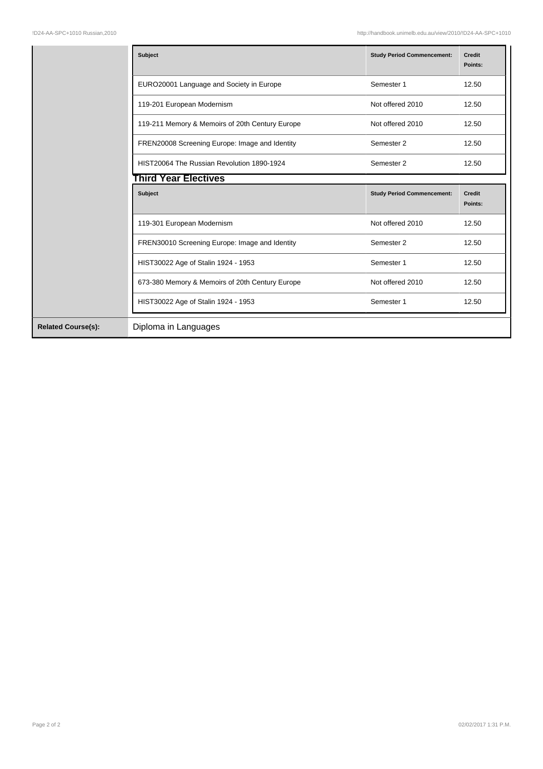| Subject | Study Period Commencement: | Credit Points: |
| --- | --- | --- |
| EURO20001 Language and Society in Europe | Semester 1 | 12.50 |
| 119-201 European Modernism | Not offered 2010 | 12.50 |
| 119-211 Memory & Memoirs of 20th Century Europe | Not offered 2010 | 12.50 |
| FREN20008 Screening Europe: Image and Identity | Semester 2 | 12.50 |
| HIST20064 The Russian Revolution 1890-1924 | Semester 2 | 12.50 |

### Third Year Electives

| Subject | Study Period Commencement: | Credit Points: |
| --- | --- | --- |
| 119-301 European Modernism | Not offered 2010 | 12.50 |
| FREN30010 Screening Europe: Image and Identity | Semester 2 | 12.50 |
| HIST30022 Age of Stalin 1924 - 1953 | Semester 1 | 12.50 |
| 673-380 Memory & Memoirs of 20th Century Europe | Not offered 2010 | 12.50 |
| HIST30022 Age of Stalin 1924 - 1953 | Semester 1 | 12.50 |

**Related Course(s):** Diploma in Languages